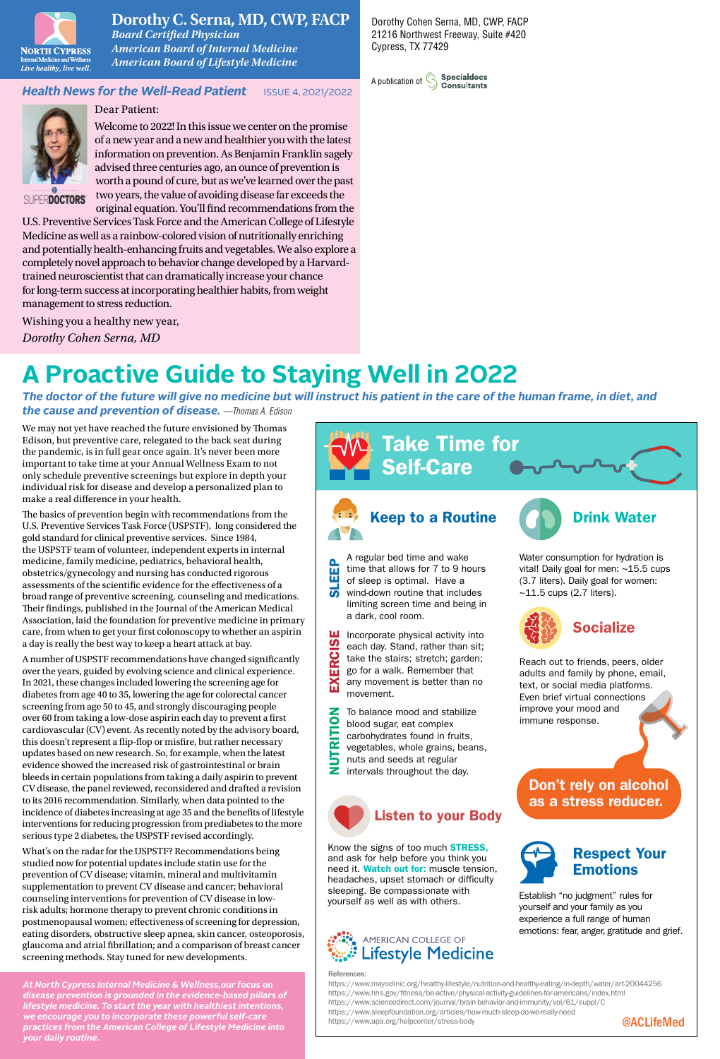# Dorothy C. Serna, MD, CWP, FACP

*Board Certified Physician*
*American Board of Internal Medicine*
*American Board of Lifestyle Medicine*

NORTH CYPRESS Internal Medicine and Wellness *Live healthy, live well.*

Dorothy Cohen Serna, MD, CWP, FACP
21216 Northwest Freeway, Suite #420
Cypress, TX 77429

A publication of Specialdocs Consultants

## *Health News for the Well-Read Patient* ISSUE 4, 2021/2022

SUPERDOCTORS

Dear Patient:

Welcome to 2022! In this issue we center on the promise of a new year and a new and healthier you with the latest information on prevention. As Benjamin Franklin sagely advised three centuries ago, an ounce of prevention is worth a pound of cure, but as we've learned over the past two years, the value of avoiding disease far exceeds the original equation. You'll find recommendations from the U.S. Preventive Services Task Force and the American College of Lifestyle Medicine as well as a rainbow-colored vision of nutritionally enriching and potentially health-enhancing fruits and vegetables. We also explore a completely novel approach to behavior change developed by a Harvard-trained neuroscientist that can dramatically increase your chance for long-term success at incorporating healthier habits, from weight management to stress reduction.

Wishing you a healthy new year,
*Dorothy Cohen Serna, MD*

# A Proactive Guide to Staying Well in 2022

***The doctor of the future will give no medicine but will instruct his patient in the care of the human frame, in diet, and the cause and prevention of disease.*** *—Thomas A. Edison*

We may not yet have reached the future envisioned by Thomas Edison, but preventive care, relegated to the back seat during the pandemic, is in full gear once again. It's never been more important to take time at your Annual Wellness Exam to not only schedule preventive screenings but explore in depth your individual risk for disease and develop a personalized plan to make a real difference in your health.

The basics of prevention begin with recommendations from the U.S. Preventive Services Task Force (USPSTF), long considered the gold standard for clinical preventive services. Since 1984, the USPSTF team of volunteer, independent experts in internal medicine, family medicine, pediatrics, behavioral health, obstetrics/gynecology and nursing has conducted rigorous assessments of the scientific evidence for the effectiveness of a broad range of preventive screening, counseling and medications. Their findings, published in the Journal of the American Medical Association, laid the foundation for preventive medicine in primary care, from when to get your first colonoscopy to whether an aspirin a day is really the best way to keep a heart attack at bay.

A number of USPSTF recommendations have changed significantly over the years, guided by evolving science and clinical experience. In 2021, these changes included lowering the screening age for diabetes from age 40 to 35, lowering the age for colorectal cancer screening from age 50 to 45, and strongly discouraging people over 60 from taking a low-dose aspirin each day to prevent a first cardiovascular (CV) event. As recently noted by the advisory board, this doesn't represent a flip-flop or misfire, but rather necessary updates based on new research. So, for example, when the latest evidence showed the increased risk of gastrointestinal or brain bleeds in certain populations from taking a daily aspirin to prevent CV disease, the panel reviewed, reconsidered and drafted a revision to its 2016 recommendation. Similarly, when data pointed to the incidence of diabetes increasing at age 35 and the benefits of lifestyle interventions for reducing progression from prediabetes to the more serious type 2 diabetes, the USPSTF revised accordingly.

What's on the radar for the USPSTF? Recommendations being studied now for potential updates include statin use for the prevention of CV disease; vitamin, mineral and multivitamin supplementation to prevent CV disease and cancer; behavioral counseling interventions for prevention of CV disease in low-risk adults; hormone therapy to prevent chronic conditions in postmenopausal women; effectiveness of screening for depression, eating disorders, obstructive sleep apnea, skin cancer, osteoporosis, glaucoma and atrial fibrillation; and a comparison of breast cancer screening methods. Stay tuned for new developments.

***At North Cypress Internal Medicine & Wellness, our focus on disease prevention is grounded in the evidence-based pillars of lifestyle medicine. To start the year with healthiest intentions, we encourage you to incorporate these powerful self-care practices from the American College of Lifestyle Medicine into your daily routine.***

## Take Time for Self-Care

### Keep to a Routine

**SLEEP** A regular bed time and wake time that allows for 7 to 9 hours of sleep is optimal. Have a wind-down routine that includes limiting screen time and being in a dark, cool room.

**EXERCISE** Incorporate physical activity into each day. Stand, rather than sit; take the stairs; stretch; garden; go for a walk. Remember that any movement is better than no movement.

**NUTRITION** To balance mood and stabilize blood sugar, eat complex carbohydrates found in fruits, vegetables, whole grains, beans, nuts and seeds at regular intervals throughout the day.

### Listen to your Body

Know the signs of too much **STRESS,** and ask for help before you think you need it. **Watch out for:** muscle tension, headaches, upset stomach or difficulty sleeping. Be compassionate with yourself as well as with others.

### Drink Water

Water consumption for hydration is vital! Daily goal for men: ~15.5 cups (3.7 liters). Daily goal for women: ~11.5 cups (2.7 liters).

### Socialize

Reach out to friends, peers, older adults and family by phone, email, text, or social media platforms. Even brief virtual connections improve your mood and immune response.

**Don't rely on alcohol as a stress reducer.**

### Respect Your Emotions

Establish "no judgment" rules for yourself and your family as you experience a full range of human emotions: fear, anger, gratitude and grief.

AMERICAN COLLEGE OF Lifestyle Medicine

References:
https://www.mayoclinic.org/healthy-lifestyle/nutrition-and-healthy-eating/in-depth/water/art-20044256
https://www.hhs.gov/fitness/be-active/physical-activity-guidelines-for-americans/index.html
https://www.sciencedirect.com/journal/brain-behavior-and-immunity/vol/61/suppl/C
https://www.sleepfoundation.org/articles/how-much-sleep-do-we-really-need
https://www.apa.org/helpcenter/stress-body

@ACLifeMed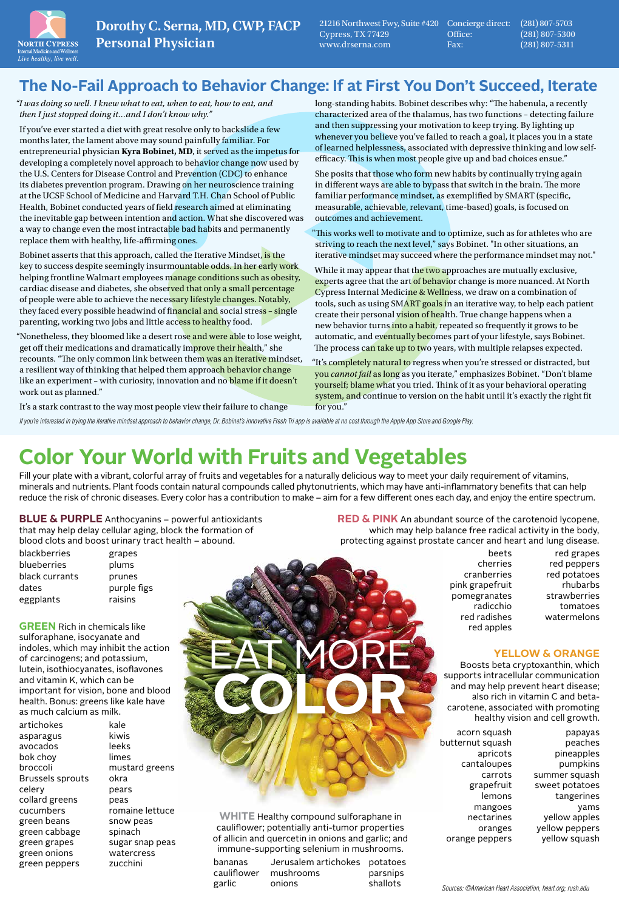**Dorothy C. Serna, MD, CWP, FACP**
**Personal Physician**

NORTH CYPRESS Internal Medicine and Wellness
*Live healthy, live well.*

21216 Northwest Fwy, Suite #420
Cypress, TX 77429
www.drserna.com

Concierge direct: (281) 807-5703
Office: (281) 807-5300
Fax: (281) 807-5311

## The No-Fail Approach to Behavior Change: If at First You Don't Succeed, Iterate

*"I was doing so well. I knew what to eat, when to eat, how to eat, and then I just stopped doing it…and I don't know why."*

If you've ever started a diet with great resolve only to backslide a few months later, the lament above may sound painfully familiar. For entrepreneurial physician **Kyra Bobinet, MD**, it served as the impetus for developing a completely novel approach to behavior change now used by the U.S. Centers for Disease Control and Prevention (CDC) to enhance its diabetes prevention program. Drawing on her neuroscience training at the UCSF School of Medicine and Harvard T.H. Chan School of Public Health, Bobinet conducted years of field research aimed at eliminating the inevitable gap between intention and action. What she discovered was a way to change even the most intractable bad habits and permanently replace them with healthy, life-affirming ones.

Bobinet asserts that this approach, called the Iterative Mindset, is the key to success despite seemingly insurmountable odds. In her early work helping frontline Walmart employees manage conditions such as obesity, cardiac disease and diabetes, she observed that only a small percentage of people were able to achieve the necessary lifestyle changes. Notably, they faced every possible headwind of financial and social stress – single parenting, working two jobs and little access to healthy food.

"Nonetheless, they bloomed like a desert rose and were able to lose weight, get off their medications and dramatically improve their health," she recounts. "The only common link between them was an iterative mindset, a resilient way of thinking that helped them approach behavior change like an experiment – with curiosity, innovation and no blame if it doesn't work out as planned."

It's a stark contrast to the way most people view their failure to change long-standing habits. Bobinet describes why: "The habenula, a recently characterized area of the thalamus, has two functions – detecting failure and then suppressing your motivation to keep trying. By lighting up whenever you believe you've failed to reach a goal, it places you in a state of learned helplessness, associated with depressive thinking and low self-efficacy. This is when most people give up and bad choices ensue."

She posits that those who form new habits by continually trying again in different ways are able to bypass that switch in the brain. The more familiar performance mindset, as exemplified by SMART (specific, measurable, achievable, relevant, time-based) goals, is focused on outcomes and achievement.

"This works well to motivate and to optimize, such as for athletes who are striving to reach the next level," says Bobinet. "In other situations, an iterative mindset may succeed where the performance mindset may not."

While it may appear that the two approaches are mutually exclusive, experts agree that the art of behavior change is more nuanced. At North Cypress Internal Medicine & Wellness, we draw on a combination of tools, such as using SMART goals in an iterative way, to help each patient create their personal vision of health. True change happens when a new behavior turns into a habit, repeated so frequently it grows to be automatic, and eventually becomes part of your lifestyle, says Bobinet. The process can take up to two years, with multiple relapses expected.

"It's completely natural to regress when you're stressed or distracted, but you *cannot fail* as long as you iterate," emphasizes Bobinet. "Don't blame yourself; blame what you tried. Think of it as your behavioral operating system, and continue to version on the habit until it's exactly the right fit for you."

*If you're interested in trying the iterative mindset approach to behavior change, Dr. Bobinet's innovative Fresh Tri app is available at no cost through the Apple App Store and Google Play.*

# Color Your World with Fruits and Vegetables

Fill your plate with a vibrant, colorful array of fruits and vegetables for a naturally delicious way to meet your daily requirement of vitamins, minerals and nutrients. Plant foods contain natural compounds called phytonutrients, which may have anti-inflammatory benefits that can help reduce the risk of chronic diseases. Every color has a contribution to make – aim for a few different ones each day, and enjoy the entire spectrum.

EAT MORE COLOR

**BLUE & PURPLE** Anthocyanins – powerful antioxidants that may help delay cellular aging, block the formation of blood clots and boost urinary tract health – abound.

- blackberries
- blueberries
- black currants
- dates
- eggplants
- grapes
- plums
- prunes
- purple figs
- raisins

**GREEN** Rich in chemicals like sulforaphane, isocyanate and indoles, which may inhibit the action of carcinogens; and potassium, lutein, isothiocyanates, isoflavones and vitamin K, which can be important for vision, bone and blood health. Bonus: greens like kale have as much calcium as milk.

- artichokes
- asparagus
- avocados
- bok choy
- broccoli
- Brussels sprouts
- celery
- collard greens
- cucumbers
- green beans
- green cabbage
- green grapes
- green onions
- green peppers
- kale
- kiwis
- leeks
- limes
- mustard greens
- okra
- pears
- peas
- romaine lettuce
- snow peas
- spinach
- sugar snap peas
- watercress
- zucchini

**RED & PINK** An abundant source of the carotenoid lycopene, which may help balance free radical activity in the body, protecting against prostate cancer and heart and lung disease.

- beets
- cherries
- cranberries
- pink grapefruit
- pomegranates
- radicchio
- red radishes
- red apples
- red grapes
- red peppers
- red potatoes
- rhubarbs
- strawberries
- tomatoes
- watermelons

**YELLOW & ORANGE** Boosts beta cryptoxanthin, which supports intracellular communication and may help prevent heart disease; also rich in vitamin C and beta-carotene, associated with promoting healthy vision and cell growth.

- acorn squash
- butternut squash
- apricots
- cantaloupes
- carrots
- grapefruit
- lemons
- mangoes
- nectarines
- oranges
- orange peppers
- papayas
- peaches
- pineapples
- pumpkins
- summer squash
- sweet potatoes
- tangerines
- yams
- yellow apples
- yellow peppers
- yellow squash

**WHITE** Healthy compound sulforaphane in cauliflower; potentially anti-tumor properties of allicin and quercetin in onions and garlic; and immune-supporting selenium in mushrooms.

- bananas
- cauliflower
- garlic
- Jerusalem artichokes
- mushrooms
- onions
- potatoes
- parsnips
- shallots

*Sources: ©American Heart Association, heart.org; rush.edu*